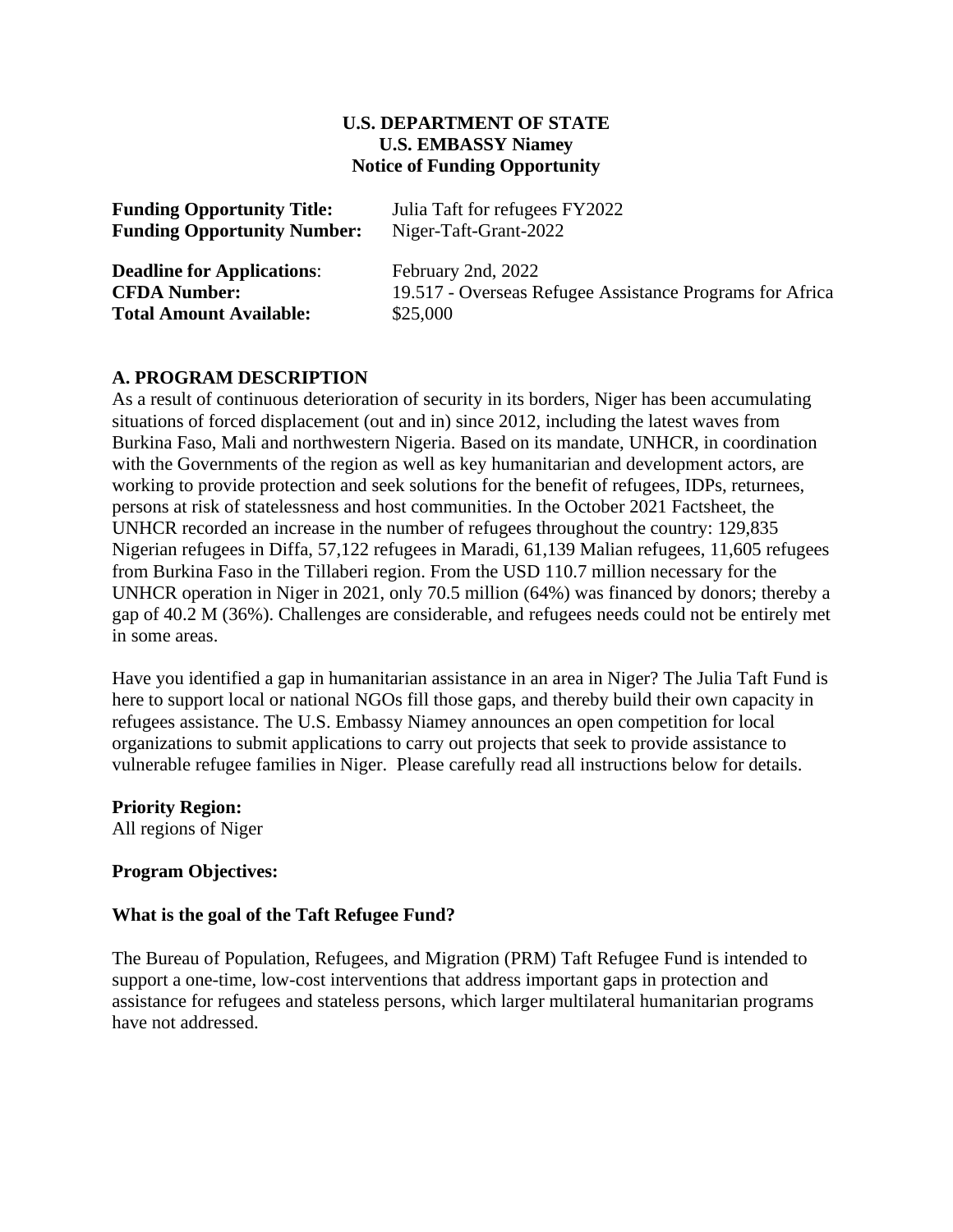**U.S. DEPARTMENT OF STATE**
**U.S. EMBASSY Niamey**
**Notice of Funding Opportunity**

**Funding Opportunity Title:** Julia Taft for refugees FY2022
**Funding Opportunity Number:** Niger-Taft-Grant-2022

**Deadline for Applications**: February 2nd, 2022
**CFDA Number:** 19.517 - Overseas Refugee Assistance Programs for Africa
**Total Amount Available:** $25,000

## A. PROGRAM DESCRIPTION

As a result of continuous deterioration of security in its borders, Niger has been accumulating situations of forced displacement (out and in) since 2012, including the latest waves from Burkina Faso, Mali and northwestern Nigeria. Based on its mandate, UNHCR, in coordination with the Governments of the region as well as key humanitarian and development actors, are working to provide protection and seek solutions for the benefit of refugees, IDPs, returnees, persons at risk of statelessness and host communities. In the October 2021 Factsheet, the UNHCR recorded an increase in the number of refugees throughout the country: 129,835 Nigerian refugees in Diffa, 57,122 refugees in Maradi, 61,139 Malian refugees, 11,605 refugees from Burkina Faso in the Tillaberi region. From the USD 110.7 million necessary for the UNHCR operation in Niger in 2021, only 70.5 million (64%) was financed by donors; thereby a gap of 40.2 M (36%). Challenges are considerable, and refugees needs could not be entirely met in some areas.

Have you identified a gap in humanitarian assistance in an area in Niger? The Julia Taft Fund is here to support local or national NGOs fill those gaps, and thereby build their own capacity in refugees assistance. The U.S. Embassy Niamey announces an open competition for local organizations to submit applications to carry out projects that seek to provide assistance to vulnerable refugee families in Niger. Please carefully read all instructions below for details.

**Priority Region:**
All regions of Niger

**Program Objectives:**

**What is the goal of the Taft Refugee Fund?**

The Bureau of Population, Refugees, and Migration (PRM) Taft Refugee Fund is intended to support a one-time, low-cost interventions that address important gaps in protection and assistance for refugees and stateless persons, which larger multilateral humanitarian programs have not addressed.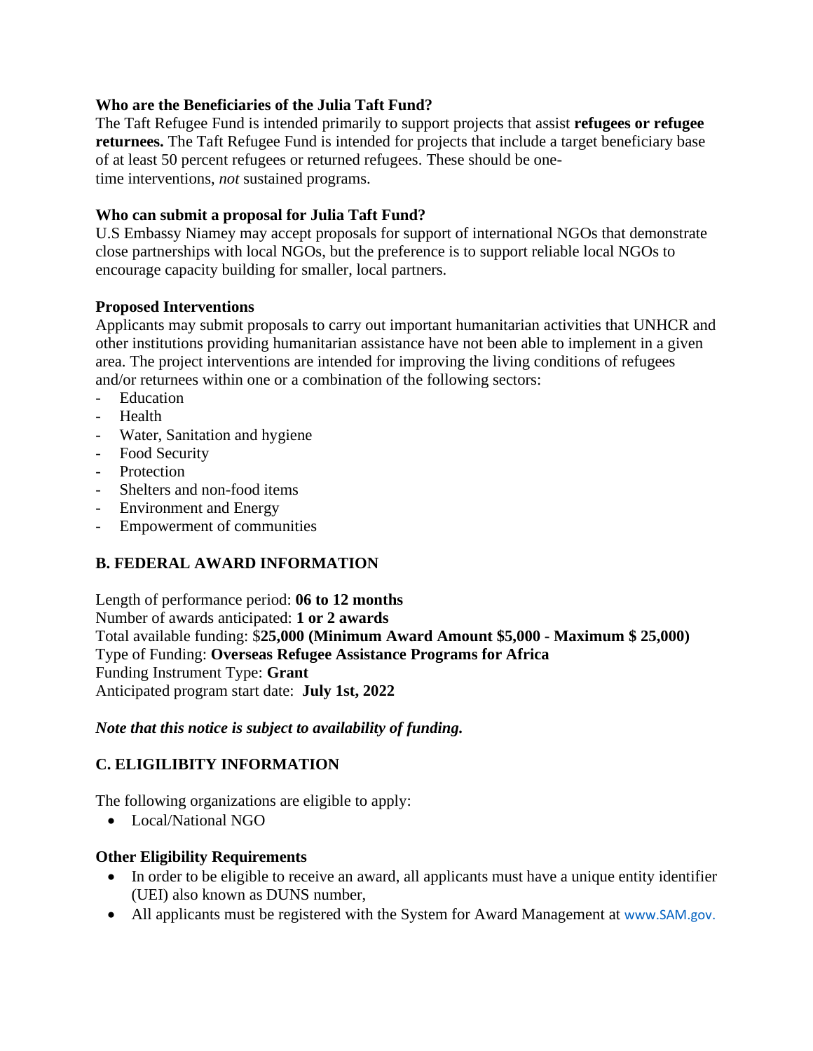**Who are the Beneficiaries of the Julia Taft Fund?**

The Taft Refugee Fund is intended primarily to support projects that assist **refugees or refugee returnees.** The Taft Refugee Fund is intended for projects that include a target beneficiary base of at least 50 percent refugees or returned refugees. These should be one-time interventions, *not* sustained programs.

**Who can submit a proposal for Julia Taft Fund?**

U.S Embassy Niamey may accept proposals for support of international NGOs that demonstrate close partnerships with local NGOs, but the preference is to support reliable local NGOs to encourage capacity building for smaller, local partners.

**Proposed Interventions**

Applicants may submit proposals to carry out important humanitarian activities that UNHCR and other institutions providing humanitarian assistance have not been able to implement in a given area. The project interventions are intended for improving the living conditions of refugees and/or returnees within one or a combination of the following sectors:

- Education
- Health
- Water, Sanitation and hygiene
- Food Security
- Protection
- Shelters and non-food items
- Environment and Energy
- Empowerment of communities

## B. FEDERAL AWARD INFORMATION

Length of performance period: **06 to 12 months**
Number of awards anticipated: **1 or 2 awards**
Total available funding: $**25,000 (Minimum Award Amount $5,000 - Maximum $ 25,000)**
Type of Funding: **Overseas Refugee Assistance Programs for Africa**
Funding Instrument Type: **Grant**
Anticipated program start date: **July 1st, 2022**

***Note that this notice is subject to availability of funding.***

## C. ELIGIBILITY INFORMATION

The following organizations are eligible to apply:

- Local/National NGO

**Other Eligibility Requirements**

- In order to be eligible to receive an award, all applicants must have a unique entity identifier (UEI) also known as DUNS number,
- All applicants must be registered with the System for Award Management at www.SAM.gov.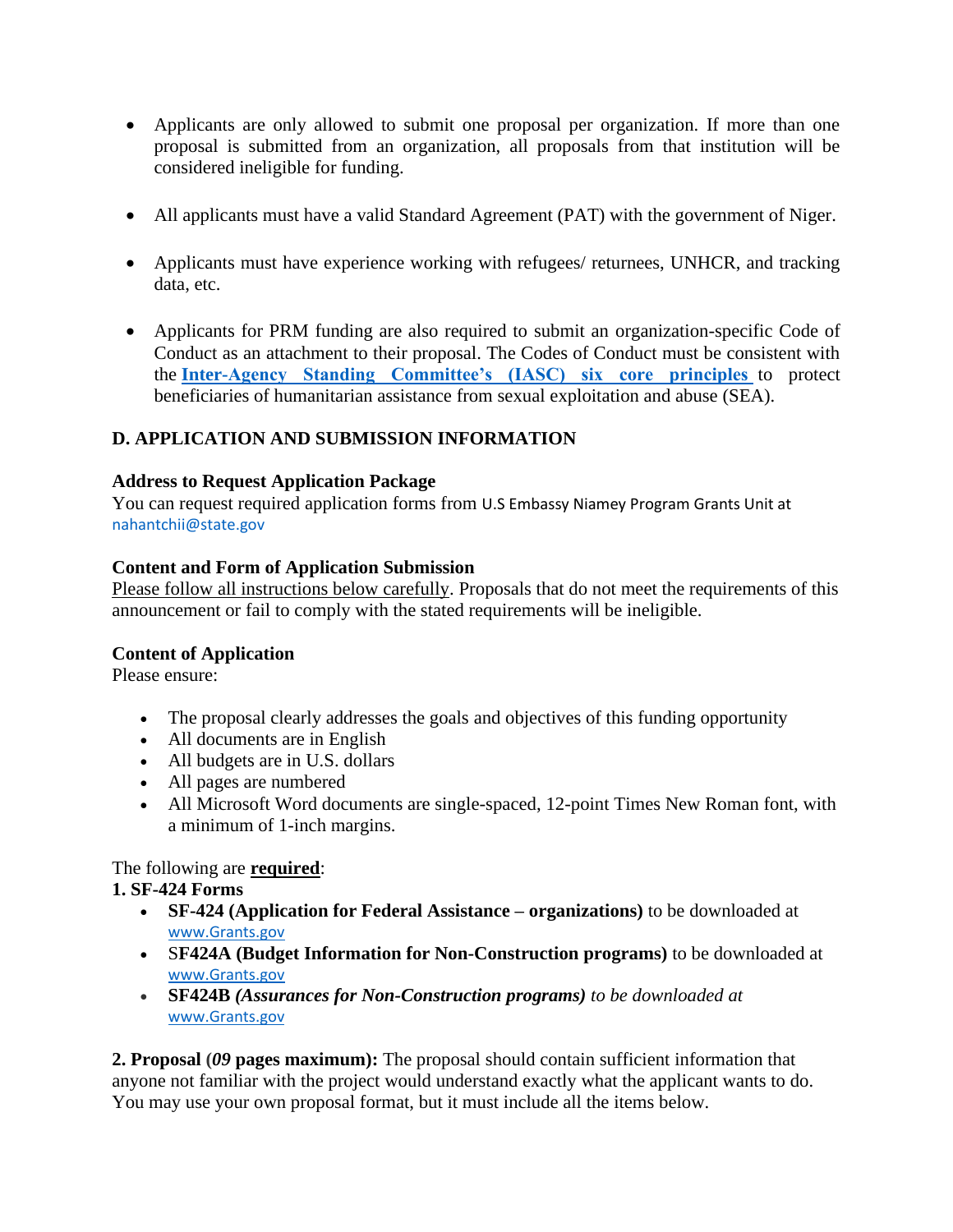- Applicants are only allowed to submit one proposal per organization. If more than one proposal is submitted from an organization, all proposals from that institution will be considered ineligible for funding.

- All applicants must have a valid Standard Agreement (PAT) with the government of Niger.

- Applicants must have experience working with refugees/ returnees, UNHCR, and tracking data, etc.

- Applicants for PRM funding are also required to submit an organization-specific Code of Conduct as an attachment to their proposal. The Codes of Conduct must be consistent with the **Inter-Agency Standing Committee's (IASC) six core principles** to protect beneficiaries of humanitarian assistance from sexual exploitation and abuse (SEA).

## D. APPLICATION AND SUBMISSION INFORMATION

**Address to Request Application Package**

You can request required application forms from U.S Embassy Niamey Program Grants Unit at nahantchii@state.gov

**Content and Form of Application Submission**

Please follow all instructions below carefully. Proposals that do not meet the requirements of this announcement or fail to comply with the stated requirements will be ineligible.

**Content of Application**

Please ensure:

- The proposal clearly addresses the goals and objectives of this funding opportunity
- All documents are in English
- All budgets are in U.S. dollars
- All pages are numbered
- All Microsoft Word documents are single-spaced, 12-point Times New Roman font, with a minimum of 1-inch margins.

The following are **required**:

**1. SF-424 Forms**

- **SF-424 (Application for Federal Assistance – organizations)** to be downloaded at www.Grants.gov
- **SF424A (Budget Information for Non-Construction programs)** to be downloaded at www.Grants.gov
- **SF424B** ***(Assurances for Non-Construction programs)*** *to be downloaded at* www.Grants.gov

**2. Proposal (*09* pages maximum):** The proposal should contain sufficient information that anyone not familiar with the project would understand exactly what the applicant wants to do. You may use your own proposal format, but it must include all the items below.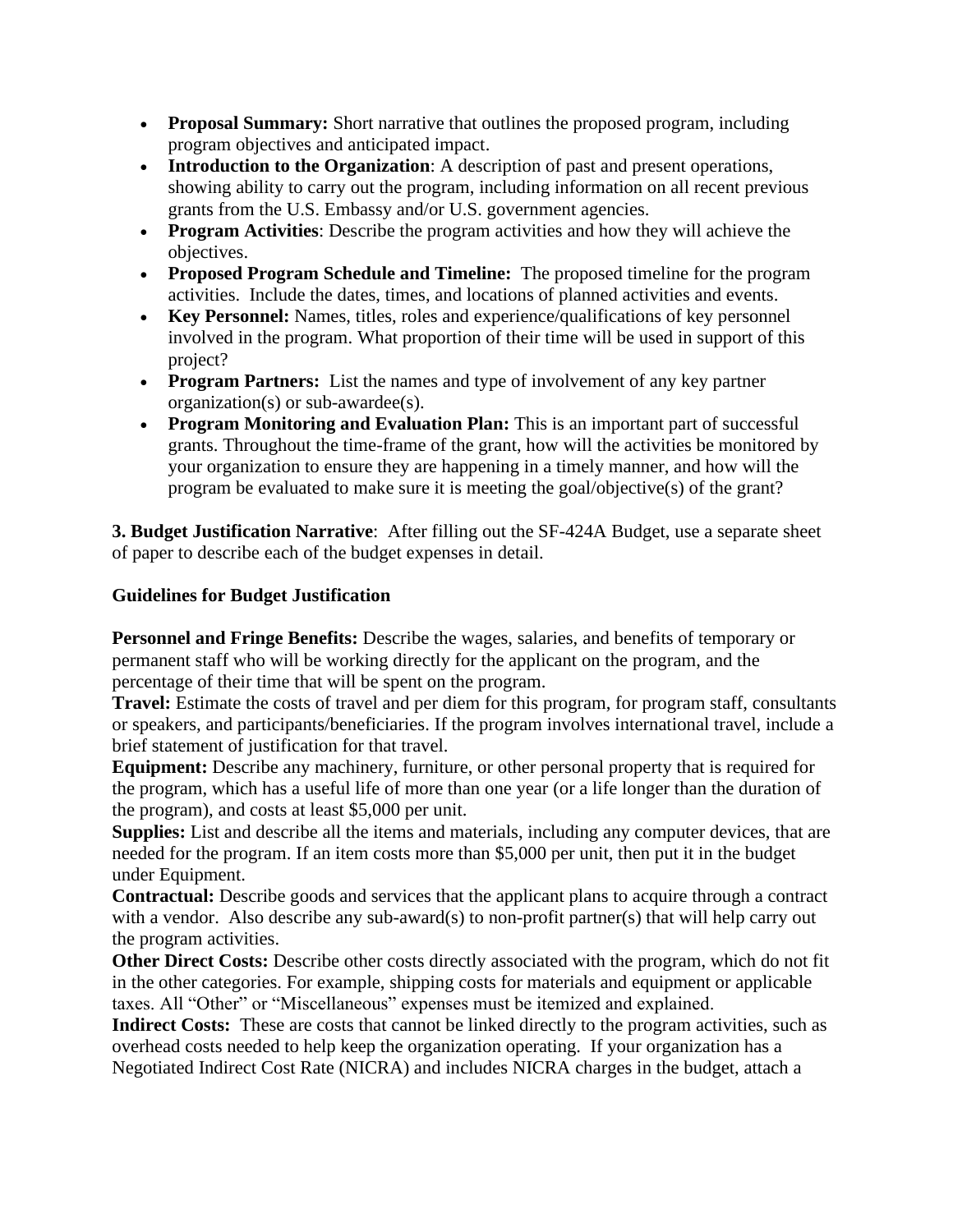- **Proposal Summary:** Short narrative that outlines the proposed program, including program objectives and anticipated impact.
- **Introduction to the Organization**: A description of past and present operations, showing ability to carry out the program, including information on all recent previous grants from the U.S. Embassy and/or U.S. government agencies.
- **Program Activities**: Describe the program activities and how they will achieve the objectives.
- **Proposed Program Schedule and Timeline:** The proposed timeline for the program activities. Include the dates, times, and locations of planned activities and events.
- **Key Personnel:** Names, titles, roles and experience/qualifications of key personnel involved in the program. What proportion of their time will be used in support of this project?
- **Program Partners:** List the names and type of involvement of any key partner organization(s) or sub-awardee(s).
- **Program Monitoring and Evaluation Plan:** This is an important part of successful grants. Throughout the time-frame of the grant, how will the activities be monitored by your organization to ensure they are happening in a timely manner, and how will the program be evaluated to make sure it is meeting the goal/objective(s) of the grant?

**3. Budget Justification Narrative**: After filling out the SF-424A Budget, use a separate sheet of paper to describe each of the budget expenses in detail.

**Guidelines for Budget Justification**

**Personnel and Fringe Benefits:** Describe the wages, salaries, and benefits of temporary or permanent staff who will be working directly for the applicant on the program, and the percentage of their time that will be spent on the program.
**Travel:** Estimate the costs of travel and per diem for this program, for program staff, consultants or speakers, and participants/beneficiaries. If the program involves international travel, include a brief statement of justification for that travel.
**Equipment:** Describe any machinery, furniture, or other personal property that is required for the program, which has a useful life of more than one year (or a life longer than the duration of the program), and costs at least $5,000 per unit.
**Supplies:** List and describe all the items and materials, including any computer devices, that are needed for the program. If an item costs more than $5,000 per unit, then put it in the budget under Equipment.
**Contractual:** Describe goods and services that the applicant plans to acquire through a contract with a vendor. Also describe any sub-award(s) to non-profit partner(s) that will help carry out the program activities.
**Other Direct Costs:** Describe other costs directly associated with the program, which do not fit in the other categories. For example, shipping costs for materials and equipment or applicable taxes. All "Other" or "Miscellaneous" expenses must be itemized and explained.
**Indirect Costs:** These are costs that cannot be linked directly to the program activities, such as overhead costs needed to help keep the organization operating. If your organization has a Negotiated Indirect Cost Rate (NICRA) and includes NICRA charges in the budget, attach a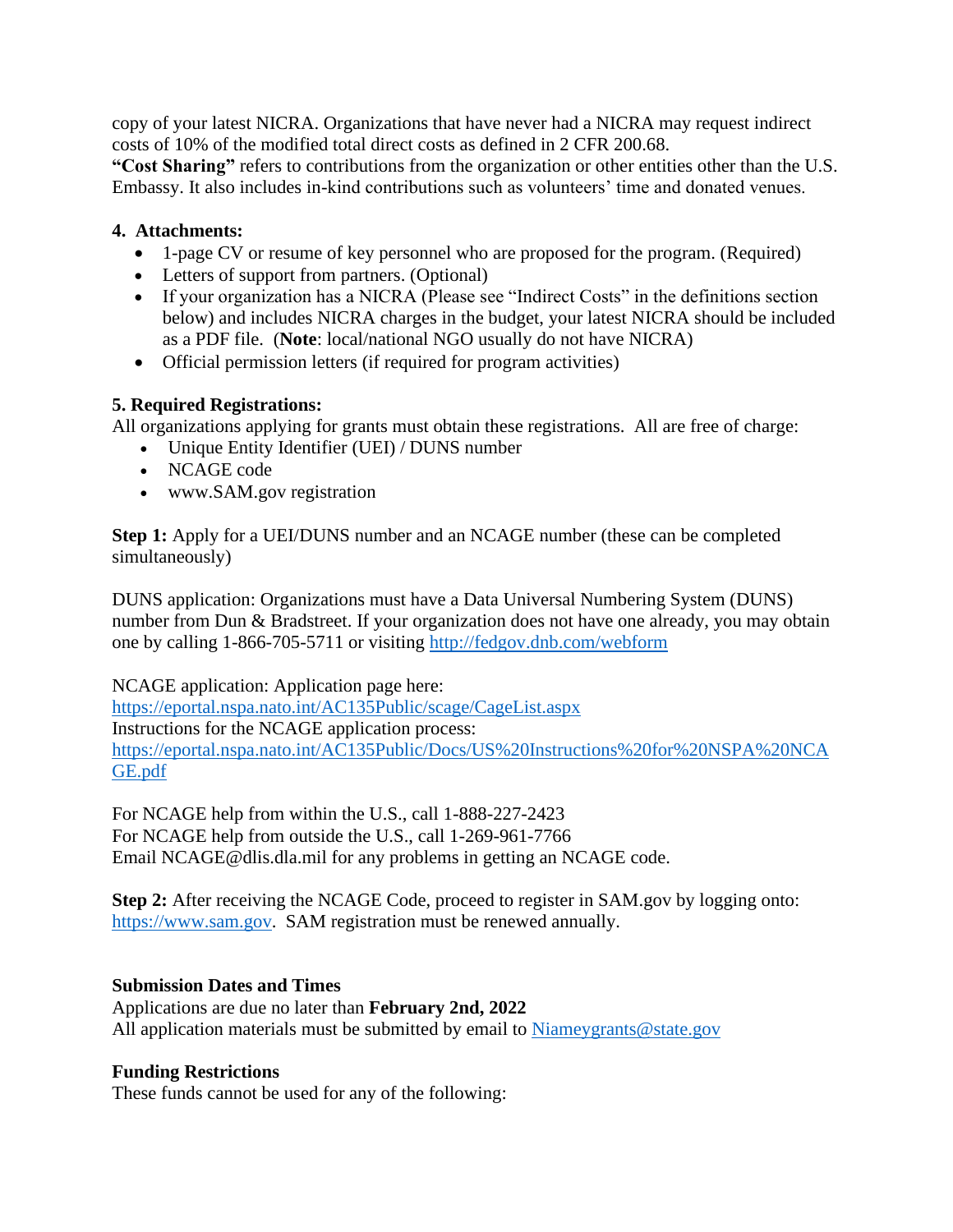copy of your latest NICRA. Organizations that have never had a NICRA may request indirect costs of 10% of the modified total direct costs as defined in 2 CFR 200.68.

**"Cost Sharing"** refers to contributions from the organization or other entities other than the U.S. Embassy. It also includes in-kind contributions such as volunteers' time and donated venues.

**4. Attachments:**

- 1-page CV or resume of key personnel who are proposed for the program. (Required)
- Letters of support from partners. (Optional)
- If your organization has a NICRA (Please see "Indirect Costs" in the definitions section below) and includes NICRA charges in the budget, your latest NICRA should be included as a PDF file. (**Note**: local/national NGO usually do not have NICRA)
- Official permission letters (if required for program activities)

**5. Required Registrations:**

All organizations applying for grants must obtain these registrations. All are free of charge:

- Unique Entity Identifier (UEI) / DUNS number
- NCAGE code
- www.SAM.gov registration

**Step 1:** Apply for a UEI/DUNS number and an NCAGE number (these can be completed simultaneously)

DUNS application: Organizations must have a Data Universal Numbering System (DUNS) number from Dun & Bradstreet. If your organization does not have one already, you may obtain one by calling 1-866-705-5711 or visiting http://fedgov.dnb.com/webform

NCAGE application: Application page here:
https://eportal.nspa.nato.int/AC135Public/scage/CageList.aspx
Instructions for the NCAGE application process:
https://eportal.nspa.nato.int/AC135Public/Docs/US%20Instructions%20for%20NSPA%20NCAGE.pdf

For NCAGE help from within the U.S., call 1-888-227-2423
For NCAGE help from outside the U.S., call 1-269-961-7766
Email NCAGE@dlis.dla.mil for any problems in getting an NCAGE code.

**Step 2:** After receiving the NCAGE Code, proceed to register in SAM.gov by logging onto: https://www.sam.gov. SAM registration must be renewed annually.

**Submission Dates and Times**

Applications are due no later than **February 2nd, 2022**
All application materials must be submitted by email to Niameygrants@state.gov

**Funding Restrictions**

These funds cannot be used for any of the following: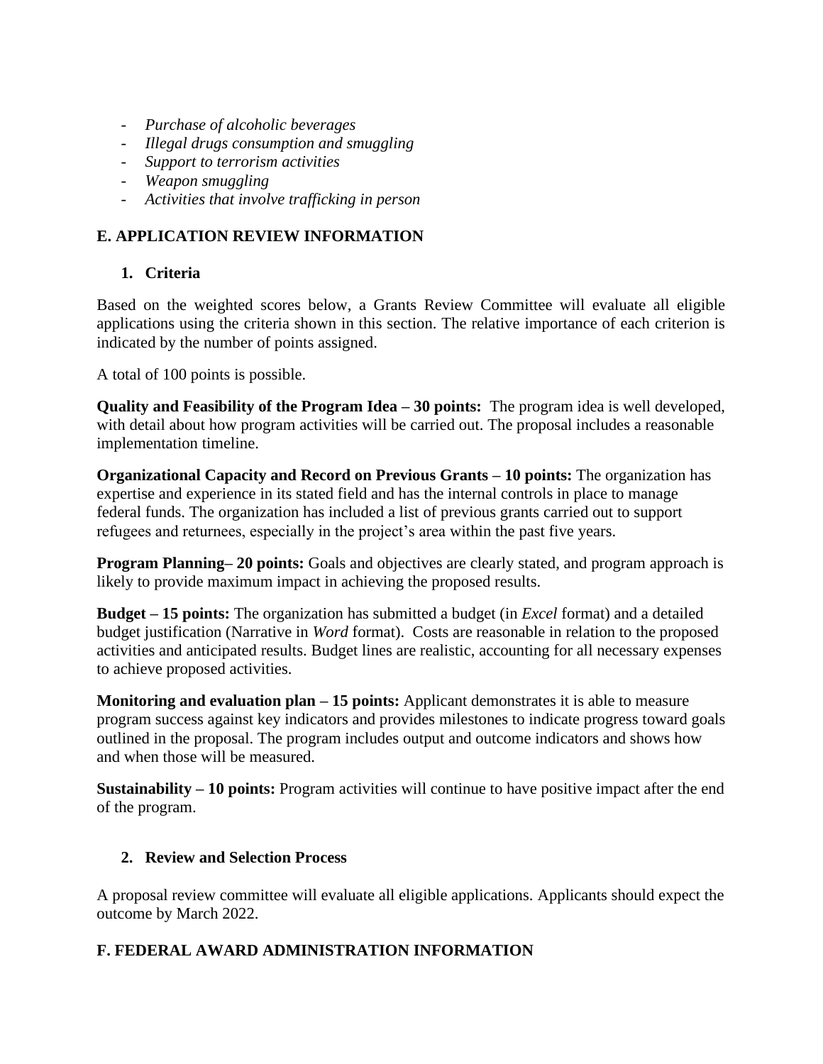- *Purchase of alcoholic beverages*
- *Illegal drugs consumption and smuggling*
- *Support to terrorism activities*
- *Weapon smuggling*
- *Activities that involve trafficking in person*

## E. APPLICATION REVIEW INFORMATION

### 1. Criteria

Based on the weighted scores below, a Grants Review Committee will evaluate all eligible applications using the criteria shown in this section. The relative importance of each criterion is indicated by the number of points assigned.

A total of 100 points is possible.

**Quality and Feasibility of the Program Idea – 30 points:** The program idea is well developed, with detail about how program activities will be carried out. The proposal includes a reasonable implementation timeline.

**Organizational Capacity and Record on Previous Grants – 10 points:** The organization has expertise and experience in its stated field and has the internal controls in place to manage federal funds. The organization has included a list of previous grants carried out to support refugees and returnees, especially in the project's area within the past five years.

**Program Planning– 20 points:** Goals and objectives are clearly stated, and program approach is likely to provide maximum impact in achieving the proposed results.

**Budget – 15 points:** The organization has submitted a budget (in *Excel* format) and a detailed budget justification (Narrative in *Word* format). Costs are reasonable in relation to the proposed activities and anticipated results. Budget lines are realistic, accounting for all necessary expenses to achieve proposed activities.

**Monitoring and evaluation plan – 15 points:** Applicant demonstrates it is able to measure program success against key indicators and provides milestones to indicate progress toward goals outlined in the proposal. The program includes output and outcome indicators and shows how and when those will be measured.

**Sustainability – 10 points:** Program activities will continue to have positive impact after the end of the program.

### 2. Review and Selection Process

A proposal review committee will evaluate all eligible applications. Applicants should expect the outcome by March 2022.

## F. FEDERAL AWARD ADMINISTRATION INFORMATION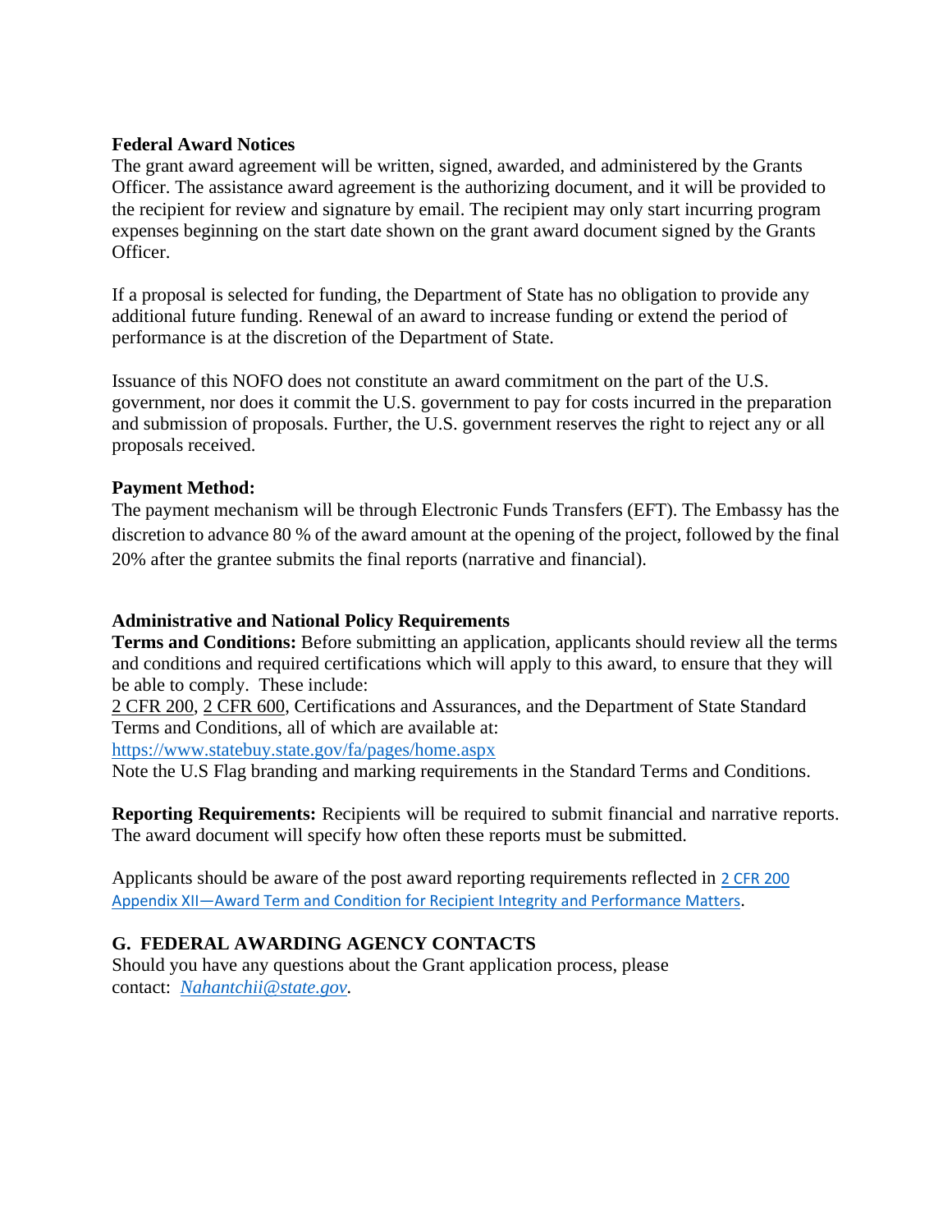**Federal Award Notices**

The grant award agreement will be written, signed, awarded, and administered by the Grants Officer. The assistance award agreement is the authorizing document, and it will be provided to the recipient for review and signature by email. The recipient may only start incurring program expenses beginning on the start date shown on the grant award document signed by the Grants Officer.

If a proposal is selected for funding, the Department of State has no obligation to provide any additional future funding. Renewal of an award to increase funding or extend the period of performance is at the discretion of the Department of State.

Issuance of this NOFO does not constitute an award commitment on the part of the U.S. government, nor does it commit the U.S. government to pay for costs incurred in the preparation and submission of proposals. Further, the U.S. government reserves the right to reject any or all proposals received.

**Payment Method:**

The payment mechanism will be through Electronic Funds Transfers (EFT). The Embassy has the discretion to advance 80 % of the award amount at the opening of the project, followed by the final 20% after the grantee submits the final reports (narrative and financial).

**Administrative and National Policy Requirements**

**Terms and Conditions:** Before submitting an application, applicants should review all the terms and conditions and required certifications which will apply to this award, to ensure that they will be able to comply. These include:

2 CFR 200, 2 CFR 600, Certifications and Assurances, and the Department of State Standard Terms and Conditions, all of which are available at:

https://www.statebuy.state.gov/fa/pages/home.aspx

Note the U.S Flag branding and marking requirements in the Standard Terms and Conditions.

**Reporting Requirements:** Recipients will be required to submit financial and narrative reports. The award document will specify how often these reports must be submitted.

Applicants should be aware of the post award reporting requirements reflected in 2 CFR 200 Appendix XII—Award Term and Condition for Recipient Integrity and Performance Matters.

## G. FEDERAL AWARDING AGENCY CONTACTS

Should you have any questions about the Grant application process, please contact: *Nahantchii@state.gov*.